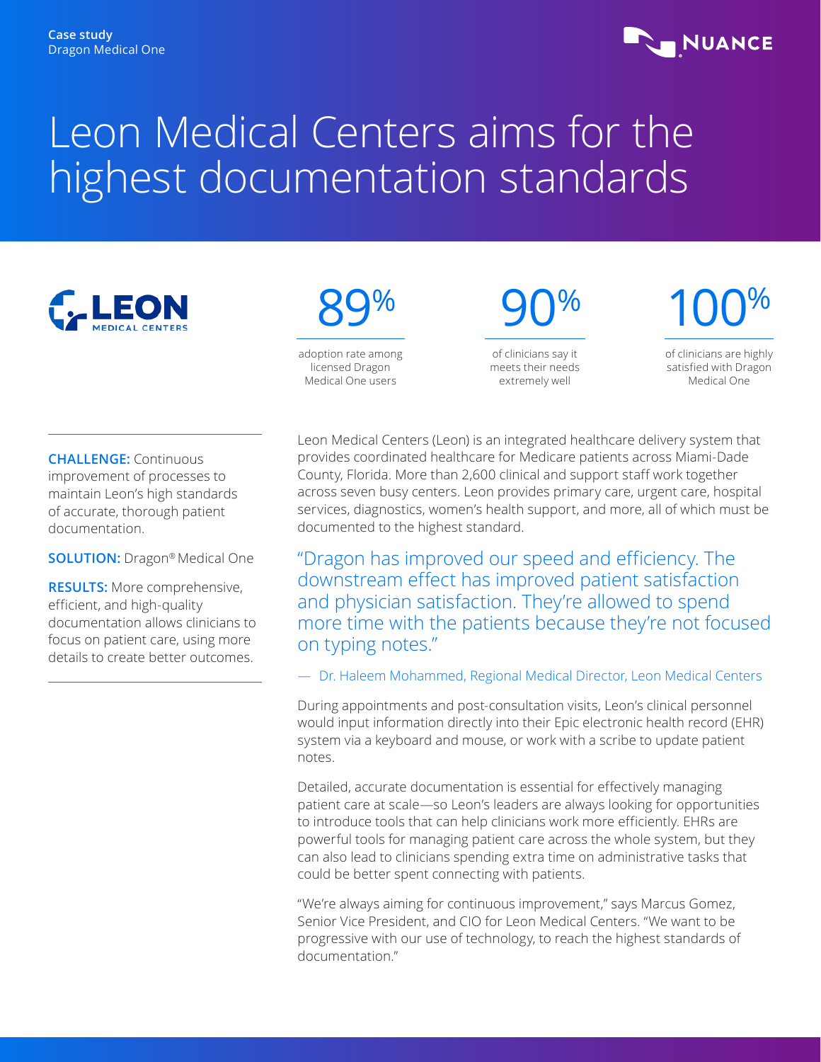Case study
Dragon Medical One

# Leon Medical Centers aims for the highest documentation standards

LEON MEDICAL CENTERS

**89%**
adoption rate among licensed Dragon Medical One users

**90%**
of clinicians say it meets their needs extremely well

**100%**
of clinicians are highly satisfied with Dragon Medical One

**CHALLENGE:** Continuous improvement of processes to maintain Leon's high standards of accurate, thorough patient documentation.

**SOLUTION:** Dragon® Medical One

**RESULTS:** More comprehensive, efficient, and high-quality documentation allows clinicians to focus on patient care, using more details to create better outcomes.

Leon Medical Centers (Leon) is an integrated healthcare delivery system that provides coordinated healthcare for Medicare patients across Miami-Dade County, Florida. More than 2,600 clinical and support staff work together across seven busy centers. Leon provides primary care, urgent care, hospital services, diagnostics, women's health support, and more, all of which must be documented to the highest standard.

> "Dragon has improved our speed and efficiency. The downstream effect has improved patient satisfaction and physician satisfaction. They're allowed to spend more time with the patients because they're not focused on typing notes."
>
> — Dr. Haleem Mohammed, Regional Medical Director, Leon Medical Centers

During appointments and post-consultation visits, Leon's clinical personnel would input information directly into their Epic electronic health record (EHR) system via a keyboard and mouse, or work with a scribe to update patient notes.

Detailed, accurate documentation is essential for effectively managing patient care at scale—so Leon's leaders are always looking for opportunities to introduce tools that can help clinicians work more efficiently. EHRs are powerful tools for managing patient care across the whole system, but they can also lead to clinicians spending extra time on administrative tasks that could be better spent connecting with patients.

"We're always aiming for continuous improvement," says Marcus Gomez, Senior Vice President, and CIO for Leon Medical Centers. "We want to be progressive with our use of technology, to reach the highest standards of documentation."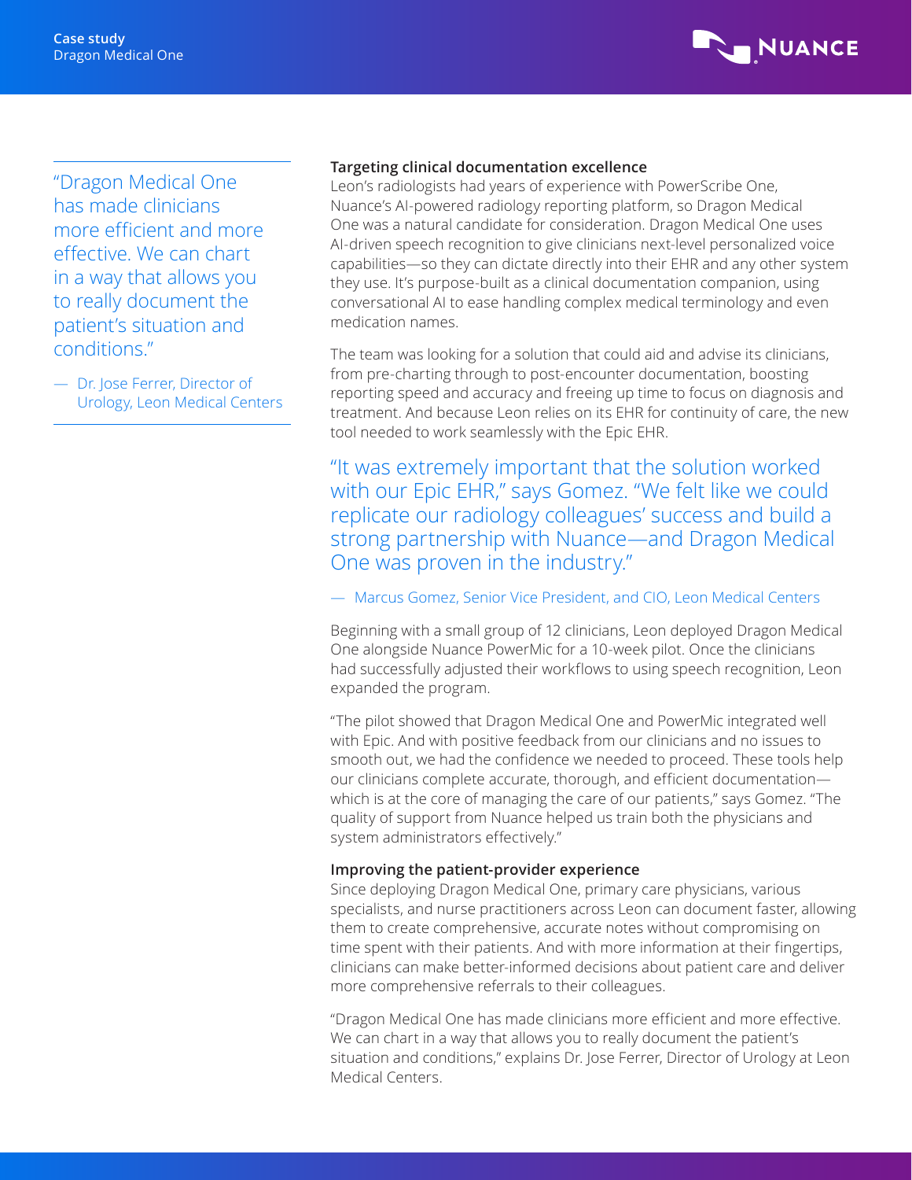"Dragon Medical One has made clinicians more efficient and more effective. We can chart in a way that allows you to really document the patient's situation and conditions."

— Dr. Jose Ferrer, Director of Urology, Leon Medical Centers

### Targeting clinical documentation excellence

Leon's radiologists had years of experience with PowerScribe One, Nuance's AI-powered radiology reporting platform, so Dragon Medical One was a natural candidate for consideration. Dragon Medical One uses AI-driven speech recognition to give clinicians next-level personalized voice capabilities—so they can dictate directly into their EHR and any other system they use. It's purpose-built as a clinical documentation companion, using conversational AI to ease handling complex medical terminology and even medication names.

The team was looking for a solution that could aid and advise its clinicians, from pre-charting through to post-encounter documentation, boosting reporting speed and accuracy and freeing up time to focus on diagnosis and treatment. And because Leon relies on its EHR for continuity of care, the new tool needed to work seamlessly with the Epic EHR.

"It was extremely important that the solution worked with our Epic EHR," says Gomez. "We felt like we could replicate our radiology colleagues' success and build a strong partnership with Nuance—and Dragon Medical One was proven in the industry."

— Marcus Gomez, Senior Vice President, and CIO, Leon Medical Centers

Beginning with a small group of 12 clinicians, Leon deployed Dragon Medical One alongside Nuance PowerMic for a 10-week pilot. Once the clinicians had successfully adjusted their workflows to using speech recognition, Leon expanded the program.

"The pilot showed that Dragon Medical One and PowerMic integrated well with Epic. And with positive feedback from our clinicians and no issues to smooth out, we had the confidence we needed to proceed. These tools help our clinicians complete accurate, thorough, and efficient documentation—which is at the core of managing the care of our patients," says Gomez. "The quality of support from Nuance helped us train both the physicians and system administrators effectively."

### Improving the patient-provider experience

Since deploying Dragon Medical One, primary care physicians, various specialists, and nurse practitioners across Leon can document faster, allowing them to create comprehensive, accurate notes without compromising on time spent with their patients. And with more information at their fingertips, clinicians can make better-informed decisions about patient care and deliver more comprehensive referrals to their colleagues.

"Dragon Medical One has made clinicians more efficient and more effective. We can chart in a way that allows you to really document the patient's situation and conditions," explains Dr. Jose Ferrer, Director of Urology at Leon Medical Centers.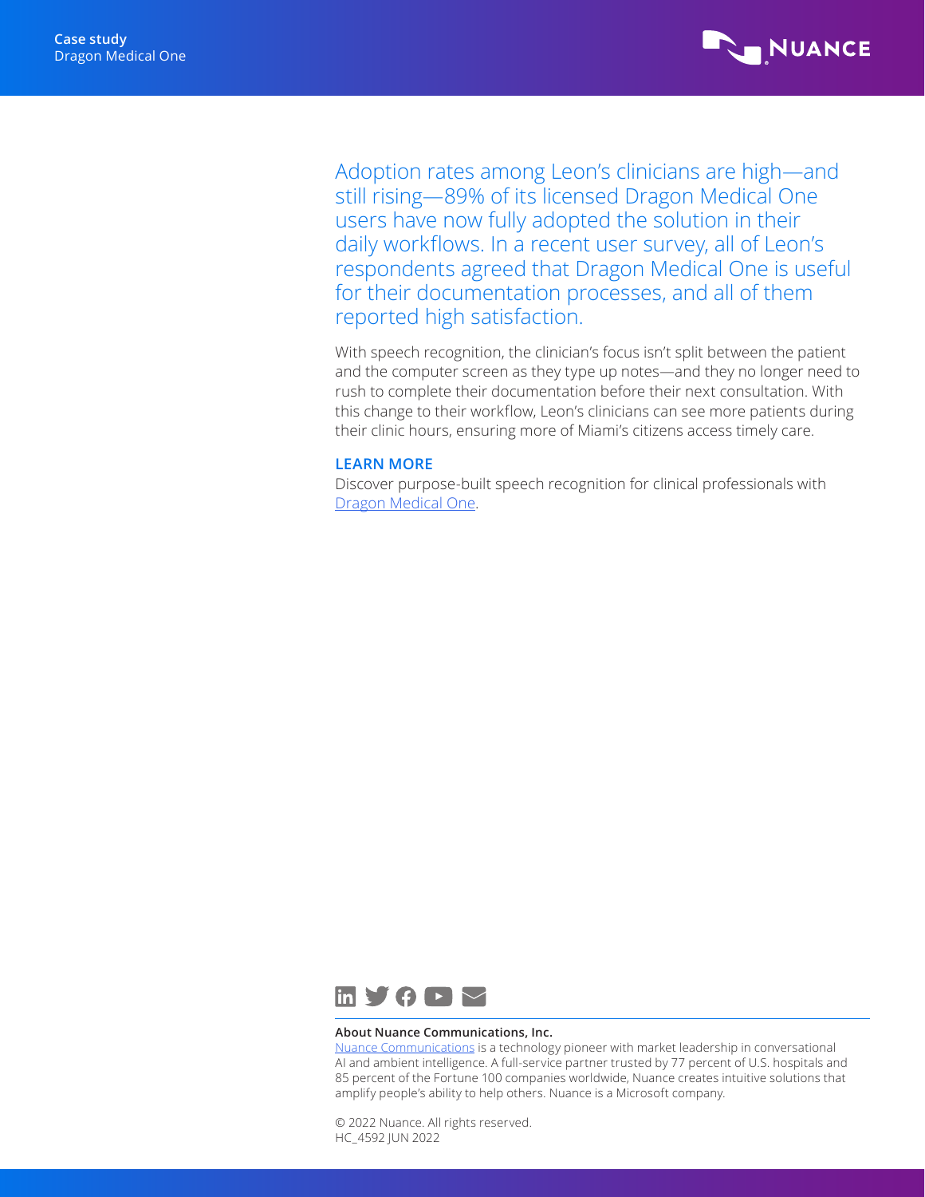Adoption rates among Leon's clinicians are high—and still rising—89% of its licensed Dragon Medical One users have now fully adopted the solution in their daily workflows. In a recent user survey, all of Leon's respondents agreed that Dragon Medical One is useful for their documentation processes, and all of them reported high satisfaction.

With speech recognition, the clinician's focus isn't split between the patient and the computer screen as they type up notes—and they no longer need to rush to complete their documentation before their next consultation. With this change to their workflow, Leon's clinicians can see more patients during their clinic hours, ensuring more of Miami's citizens access timely care.

**LEARN MORE**

Discover purpose-built speech recognition for clinical professionals with Dragon Medical One.

**About Nuance Communications, Inc.**

Nuance Communications is a technology pioneer with market leadership in conversational AI and ambient intelligence. A full-service partner trusted by 77 percent of U.S. hospitals and 85 percent of the Fortune 100 companies worldwide, Nuance creates intuitive solutions that amplify people's ability to help others. Nuance is a Microsoft company.

© 2022 Nuance. All rights reserved.
HC_4592 JUN 2022